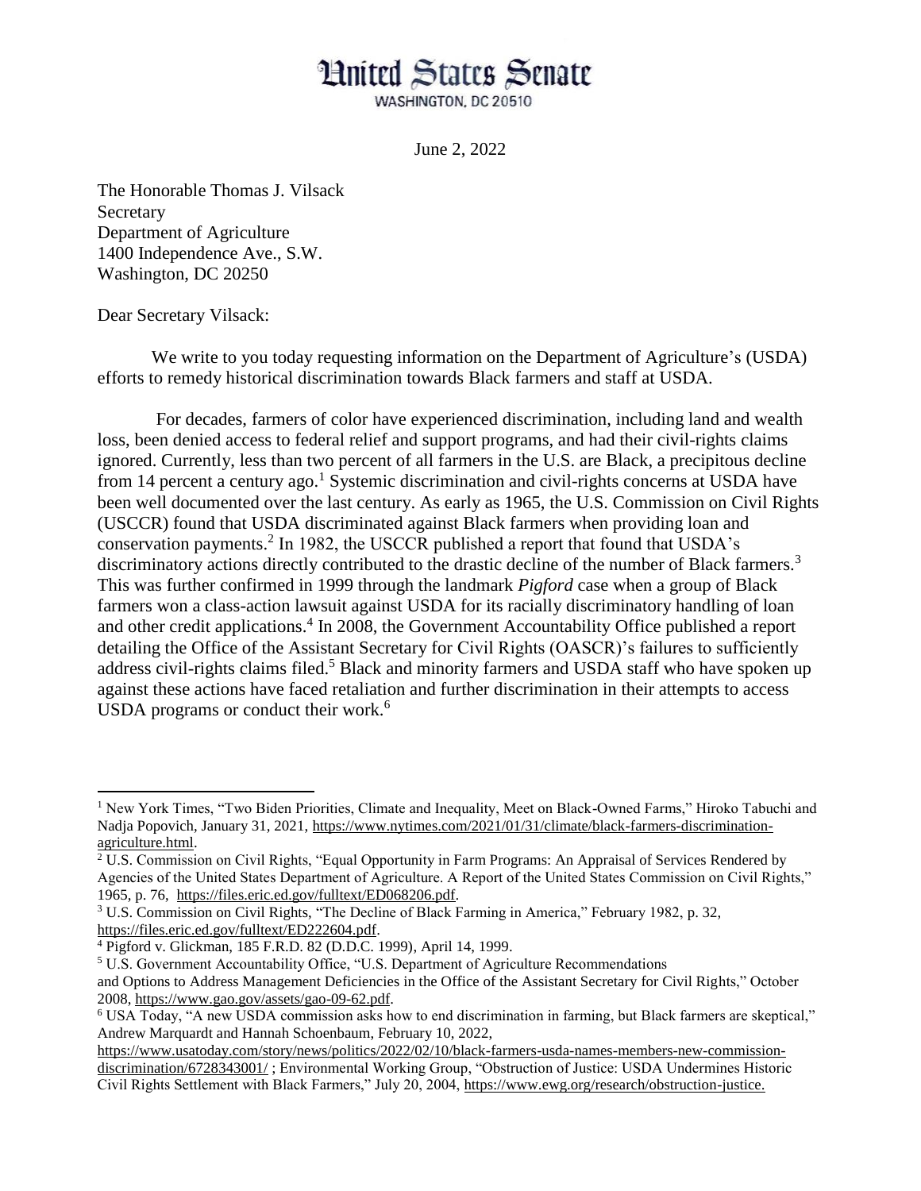# United States Senate

WASHINGTON, DC 20510

June 2, 2022

The Honorable Thomas J. Vilsack
Secretary
Department of Agriculture
1400 Independence Ave., S.W.
Washington, DC 20250

Dear Secretary Vilsack:

We write to you today requesting information on the Department of Agriculture's (USDA) efforts to remedy historical discrimination towards Black farmers and staff at USDA.

For decades, farmers of color have experienced discrimination, including land and wealth loss, been denied access to federal relief and support programs, and had their civil-rights claims ignored. Currently, less than two percent of all farmers in the U.S. are Black, a precipitous decline from 14 percent a century ago.[1] Systemic discrimination and civil-rights concerns at USDA have been well documented over the last century. As early as 1965, the U.S. Commission on Civil Rights (USCCR) found that USDA discriminated against Black farmers when providing loan and conservation payments.[2] In 1982, the USCCR published a report that found that USDA's discriminatory actions directly contributed to the drastic decline of the number of Black farmers.[3] This was further confirmed in 1999 through the landmark *Pigford* case when a group of Black farmers won a class-action lawsuit against USDA for its racially discriminatory handling of loan and other credit applications.[4] In 2008, the Government Accountability Office published a report detailing the Office of the Assistant Secretary for Civil Rights (OASCR)'s failures to sufficiently address civil-rights claims filed.[5] Black and minority farmers and USDA staff who have spoken up against these actions have faced retaliation and further discrimination in their attempts to access USDA programs or conduct their work.[6]

---

[1] New York Times, "Two Biden Priorities, Climate and Inequality, Meet on Black-Owned Farms," Hiroko Tabuchi and Nadja Popovich, January 31, 2021, https://www.nytimes.com/2021/01/31/climate/black-farmers-discrimination-agriculture.html.

[2] U.S. Commission on Civil Rights, "Equal Opportunity in Farm Programs: An Appraisal of Services Rendered by Agencies of the United States Department of Agriculture. A Report of the United States Commission on Civil Rights," 1965, p. 76, https://files.eric.ed.gov/fulltext/ED068206.pdf.

[3] U.S. Commission on Civil Rights, "The Decline of Black Farming in America," February 1982, p. 32, https://files.eric.ed.gov/fulltext/ED222604.pdf.

[4] Pigford v. Glickman, 185 F.R.D. 82 (D.D.C. 1999), April 14, 1999.

[5] U.S. Government Accountability Office, "U.S. Department of Agriculture Recommendations and Options to Address Management Deficiencies in the Office of the Assistant Secretary for Civil Rights," October 2008, https://www.gao.gov/assets/gao-09-62.pdf.

[6] USA Today, "A new USDA commission asks how to end discrimination in farming, but Black farmers are skeptical," Andrew Marquardt and Hannah Schoenbaum, February 10, 2022, https://www.usatoday.com/story/news/politics/2022/02/10/black-farmers-usda-names-members-new-commission-discrimination/6728343001/ ; Environmental Working Group, "Obstruction of Justice: USDA Undermines Historic Civil Rights Settlement with Black Farmers," July 20, 2004, https://www.ewg.org/research/obstruction-justice.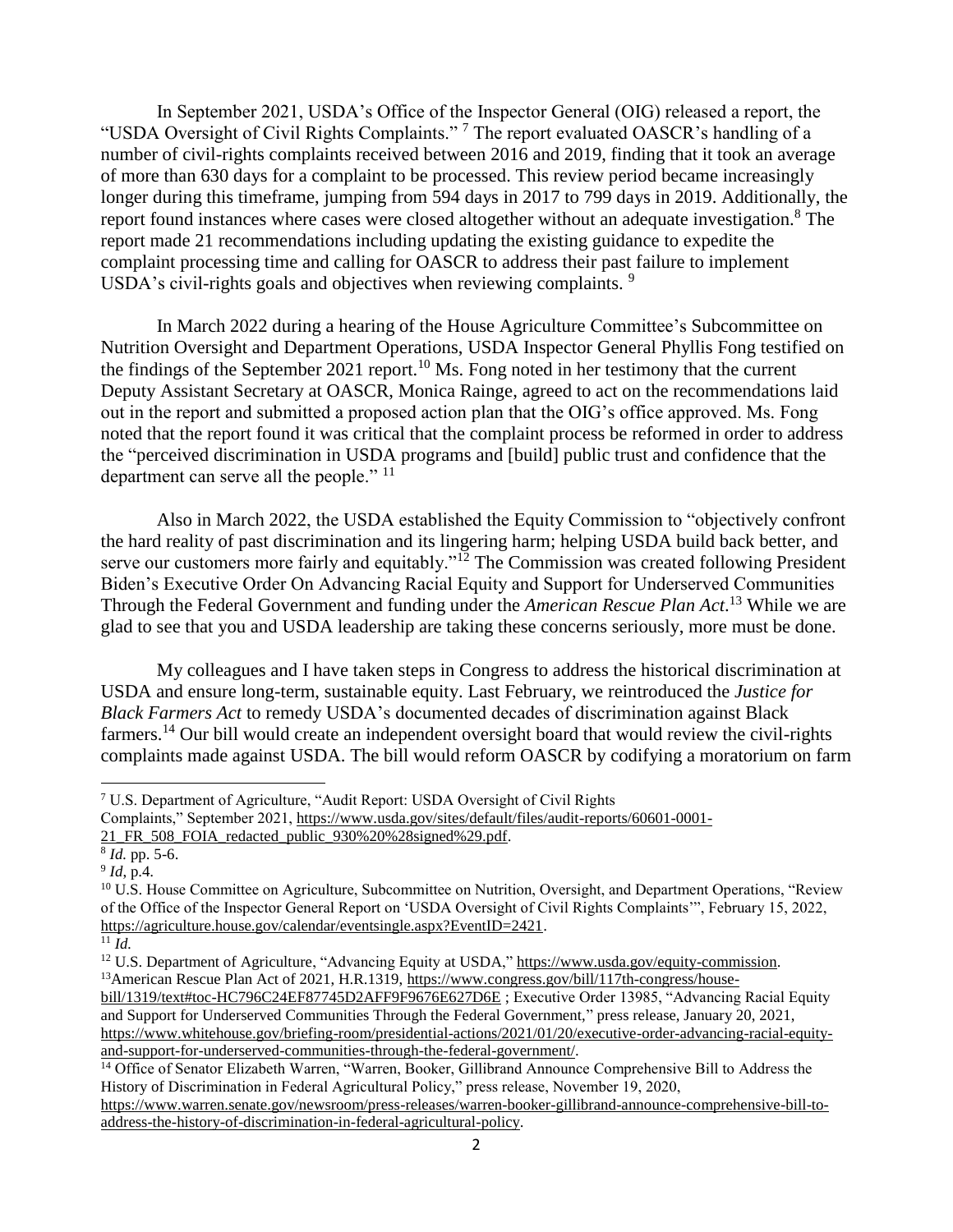In September 2021, USDA's Office of the Inspector General (OIG) released a report, the "USDA Oversight of Civil Rights Complaints." [7] The report evaluated OASCR's handling of a number of civil-rights complaints received between 2016 and 2019, finding that it took an average of more than 630 days for a complaint to be processed. This review period became increasingly longer during this timeframe, jumping from 594 days in 2017 to 799 days in 2019. Additionally, the report found instances where cases were closed altogether without an adequate investigation.[8] The report made 21 recommendations including updating the existing guidance to expedite the complaint processing time and calling for OASCR to address their past failure to implement USDA's civil-rights goals and objectives when reviewing complaints. [9]

In March 2022 during a hearing of the House Agriculture Committee's Subcommittee on Nutrition Oversight and Department Operations, USDA Inspector General Phyllis Fong testified on the findings of the September 2021 report.[10] Ms. Fong noted in her testimony that the current Deputy Assistant Secretary at OASCR, Monica Rainge, agreed to act on the recommendations laid out in the report and submitted a proposed action plan that the OIG's office approved. Ms. Fong noted that the report found it was critical that the complaint process be reformed in order to address the "perceived discrimination in USDA programs and [build] public trust and confidence that the department can serve all the people." [11]

Also in March 2022, the USDA established the Equity Commission to "objectively confront the hard reality of past discrimination and its lingering harm; helping USDA build back better, and serve our customers more fairly and equitably."[12] The Commission was created following President Biden's Executive Order On Advancing Racial Equity and Support for Underserved Communities Through the Federal Government and funding under the *American Rescue Plan Act*.[13] While we are glad to see that you and USDA leadership are taking these concerns seriously, more must be done.

My colleagues and I have taken steps in Congress to address the historical discrimination at USDA and ensure long-term, sustainable equity. Last February, we reintroduced the *Justice for Black Farmers Act* to remedy USDA's documented decades of discrimination against Black farmers.[14] Our bill would create an independent oversight board that would review the civil-rights complaints made against USDA. The bill would reform OASCR by codifying a moratorium on farm

---

[7] U.S. Department of Agriculture, "Audit Report: USDA Oversight of Civil Rights Complaints," September 2021, https://www.usda.gov/sites/default/files/audit-reports/60601-0001-21_FR_508_FOIA_redacted_public_930%20%28signed%29.pdf.

[8] *Id.* pp. 5-6.

[9] *Id*, p.4.

[10] U.S. House Committee on Agriculture, Subcommittee on Nutrition, Oversight, and Department Operations, "Review of the Office of the Inspector General Report on 'USDA Oversight of Civil Rights Complaints'", February 15, 2022, https://agriculture.house.gov/calendar/eventsingle.aspx?EventID=2421.

[11] *Id.*

[12] U.S. Department of Agriculture, "Advancing Equity at USDA," https://www.usda.gov/equity-commission.

[13] American Rescue Plan Act of 2021, H.R.1319, https://www.congress.gov/bill/117th-congress/house-bill/1319/text#toc-HC796C24EF87745D2AFF9F9676E627D6E ; Executive Order 13985, "Advancing Racial Equity and Support for Underserved Communities Through the Federal Government," press release, January 20, 2021, https://www.whitehouse.gov/briefing-room/presidential-actions/2021/01/20/executive-order-advancing-racial-equity-and-support-for-underserved-communities-through-the-federal-government/.

[14] Office of Senator Elizabeth Warren, "Warren, Booker, Gillibrand Announce Comprehensive Bill to Address the History of Discrimination in Federal Agricultural Policy," press release, November 19, 2020, https://www.warren.senate.gov/newsroom/press-releases/warren-booker-gillibrand-announce-comprehensive-bill-to-address-the-history-of-discrimination-in-federal-agricultural-policy.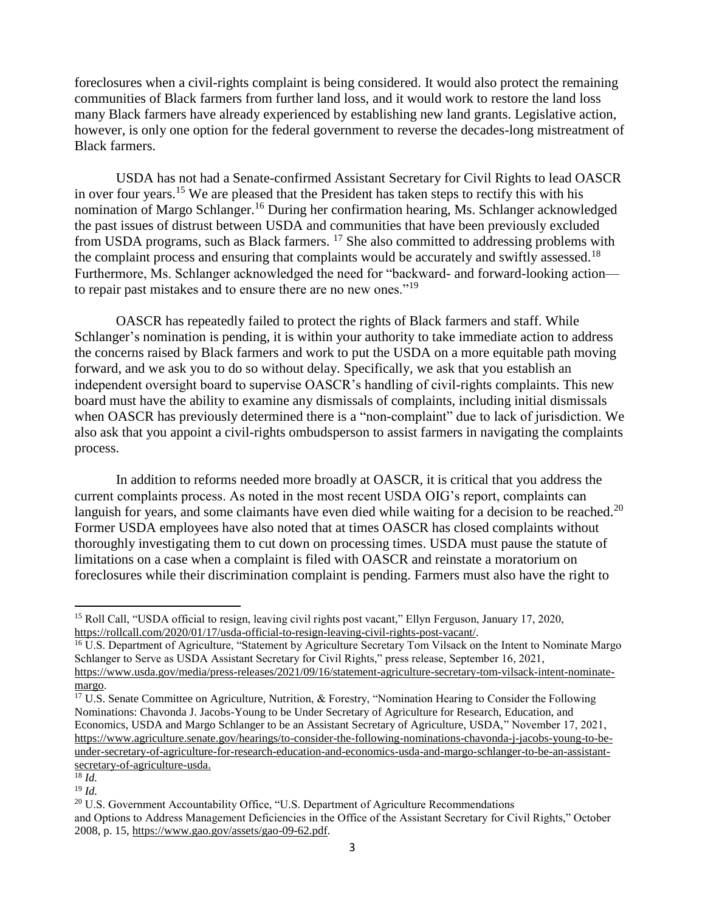foreclosures when a civil-rights complaint is being considered. It would also protect the remaining communities of Black farmers from further land loss, and it would work to restore the land loss many Black farmers have already experienced by establishing new land grants. Legislative action, however, is only one option for the federal government to reverse the decades-long mistreatment of Black farmers.

USDA has not had a Senate-confirmed Assistant Secretary for Civil Rights to lead OASCR in over four years.[15] We are pleased that the President has taken steps to rectify this with his nomination of Margo Schlanger.[16] During her confirmation hearing, Ms. Schlanger acknowledged the past issues of distrust between USDA and communities that have been previously excluded from USDA programs, such as Black farmers.[17] She also committed to addressing problems with the complaint process and ensuring that complaints would be accurately and swiftly assessed.[18] Furthermore, Ms. Schlanger acknowledged the need for "backward- and forward-looking action—to repair past mistakes and to ensure there are no new ones."[19]

OASCR has repeatedly failed to protect the rights of Black farmers and staff. While Schlanger's nomination is pending, it is within your authority to take immediate action to address the concerns raised by Black farmers and work to put the USDA on a more equitable path moving forward, and we ask you to do so without delay. Specifically, we ask that you establish an independent oversight board to supervise OASCR's handling of civil-rights complaints. This new board must have the ability to examine any dismissals of complaints, including initial dismissals when OASCR has previously determined there is a "non-complaint" due to lack of jurisdiction. We also ask that you appoint a civil-rights ombudsperson to assist farmers in navigating the complaints process.

In addition to reforms needed more broadly at OASCR, it is critical that you address the current complaints process. As noted in the most recent USDA OIG's report, complaints can languish for years, and some claimants have even died while waiting for a decision to be reached.[20] Former USDA employees have also noted that at times OASCR has closed complaints without thoroughly investigating them to cut down on processing times. USDA must pause the statute of limitations on a case when a complaint is filed with OASCR and reinstate a moratorium on foreclosures while their discrimination complaint is pending. Farmers must also have the right to

---

[15] Roll Call, "USDA official to resign, leaving civil rights post vacant," Ellyn Ferguson, January 17, 2020, https://rollcall.com/2020/01/17/usda-official-to-resign-leaving-civil-rights-post-vacant/.

[16] U.S. Department of Agriculture, "Statement by Agriculture Secretary Tom Vilsack on the Intent to Nominate Margo Schlanger to Serve as USDA Assistant Secretary for Civil Rights," press release, September 16, 2021, https://www.usda.gov/media/press-releases/2021/09/16/statement-agriculture-secretary-tom-vilsack-intent-nominate-margo.

[17] U.S. Senate Committee on Agriculture, Nutrition, & Forestry, "Nomination Hearing to Consider the Following Nominations: Chavonda J. Jacobs-Young to be Under Secretary of Agriculture for Research, Education, and Economics, USDA and Margo Schlanger to be an Assistant Secretary of Agriculture, USDA," November 17, 2021, https://www.agriculture.senate.gov/hearings/to-consider-the-following-nominations-chavonda-j-jacobs-young-to-be-under-secretary-of-agriculture-for-research-education-and-economics-usda-and-margo-schlanger-to-be-an-assistant-secretary-of-agriculture-usda.

[18] *Id.*

[19] *Id.*

[20] U.S. Government Accountability Office, "U.S. Department of Agriculture Recommendations and Options to Address Management Deficiencies in the Office of the Assistant Secretary for Civil Rights," October 2008, p. 15, https://www.gao.gov/assets/gao-09-62.pdf.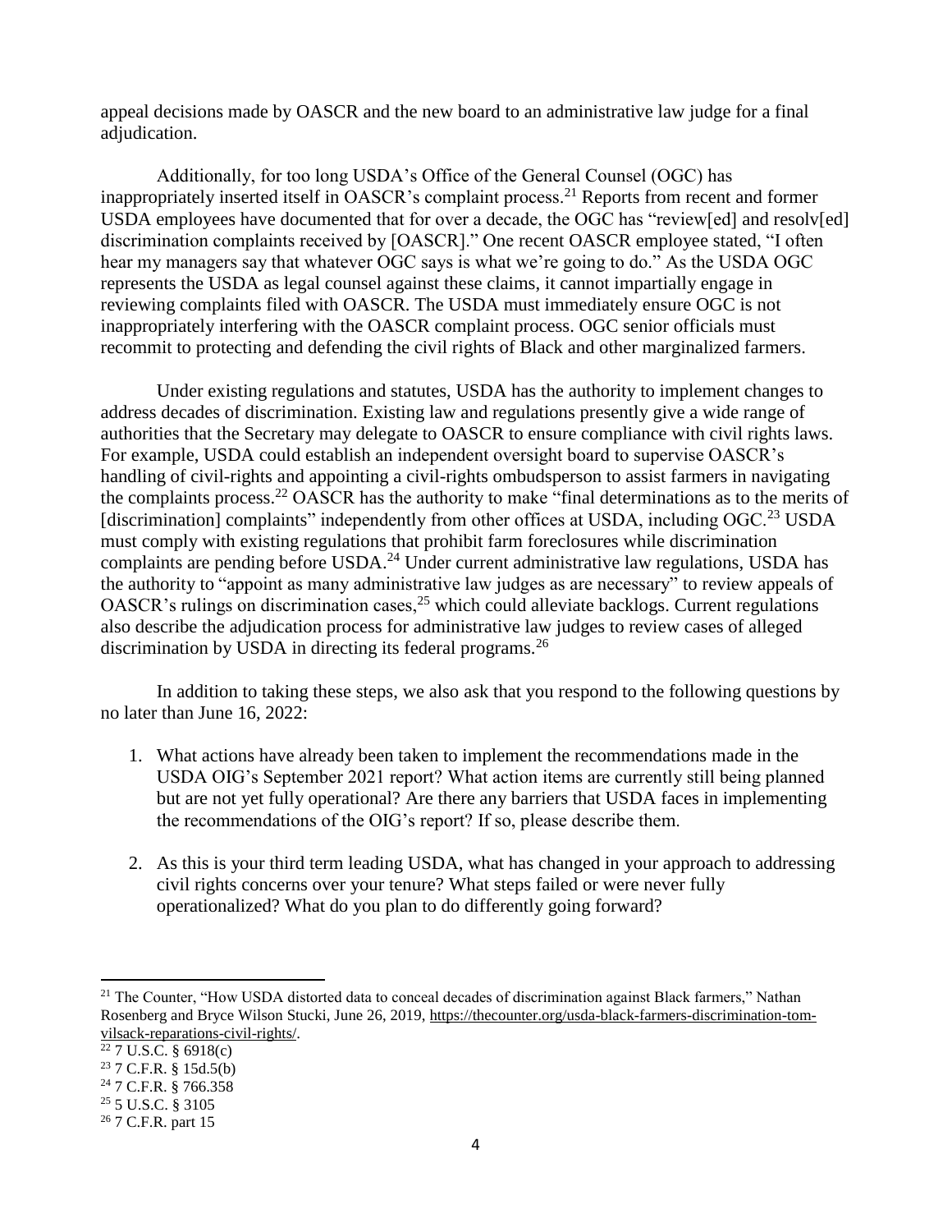appeal decisions made by OASCR and the new board to an administrative law judge for a final adjudication.

Additionally, for too long USDA's Office of the General Counsel (OGC) has inappropriately inserted itself in OASCR's complaint process.[21] Reports from recent and former USDA employees have documented that for over a decade, the OGC has "review[ed] and resolv[ed] discrimination complaints received by [OASCR]." One recent OASCR employee stated, "I often hear my managers say that whatever OGC says is what we're going to do." As the USDA OGC represents the USDA as legal counsel against these claims, it cannot impartially engage in reviewing complaints filed with OASCR. The USDA must immediately ensure OGC is not inappropriately interfering with the OASCR complaint process. OGC senior officials must recommit to protecting and defending the civil rights of Black and other marginalized farmers.

Under existing regulations and statutes, USDA has the authority to implement changes to address decades of discrimination. Existing law and regulations presently give a wide range of authorities that the Secretary may delegate to OASCR to ensure compliance with civil rights laws. For example, USDA could establish an independent oversight board to supervise OASCR's handling of civil-rights and appointing a civil-rights ombudsperson to assist farmers in navigating the complaints process.[22] OASCR has the authority to make "final determinations as to the merits of [discrimination] complaints" independently from other offices at USDA, including OGC.[23] USDA must comply with existing regulations that prohibit farm foreclosures while discrimination complaints are pending before USDA.[24] Under current administrative law regulations, USDA has the authority to "appoint as many administrative law judges as are necessary" to review appeals of OASCR's rulings on discrimination cases,[25] which could alleviate backlogs. Current regulations also describe the adjudication process for administrative law judges to review cases of alleged discrimination by USDA in directing its federal programs.[26]

In addition to taking these steps, we also ask that you respond to the following questions by no later than June 16, 2022:

1. What actions have already been taken to implement the recommendations made in the USDA OIG's September 2021 report? What action items are currently still being planned but are not yet fully operational? Are there any barriers that USDA faces in implementing the recommendations of the OIG's report? If so, please describe them.

2. As this is your third term leading USDA, what has changed in your approach to addressing civil rights concerns over your tenure? What steps failed or were never fully operationalized? What do you plan to do differently going forward?

---

[21] The Counter, "How USDA distorted data to conceal decades of discrimination against Black farmers," Nathan Rosenberg and Bryce Wilson Stucki, June 26, 2019, https://thecounter.org/usda-black-farmers-discrimination-tom-vilsack-reparations-civil-rights/.

[22] 7 U.S.C. § 6918(c)

[23] 7 C.F.R. § 15d.5(b)

[24] 7 C.F.R. § 766.358

[25] 5 U.S.C. § 3105

[26] 7 C.F.R. part 15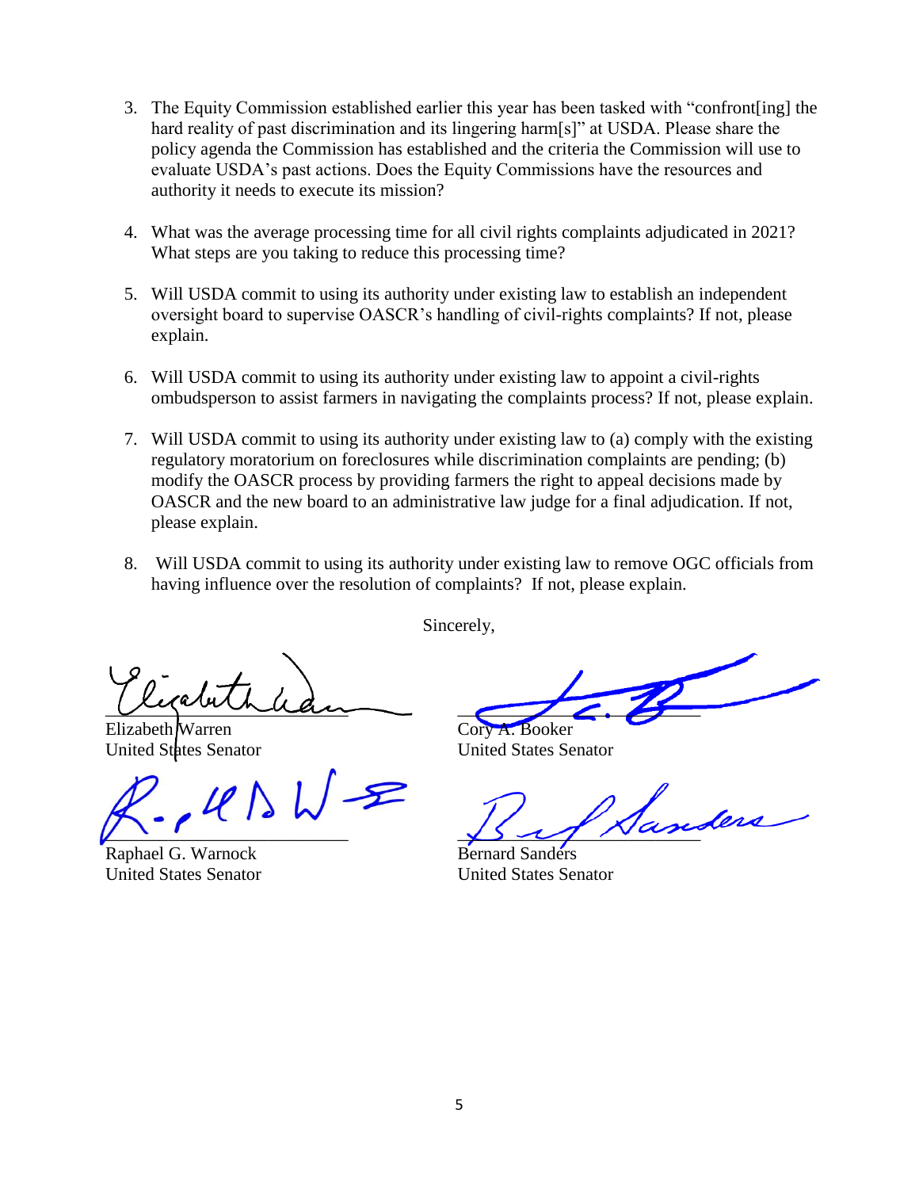3. The Equity Commission established earlier this year has been tasked with "confront[ing] the hard reality of past discrimination and its lingering harm[s]" at USDA. Please share the policy agenda the Commission has established and the criteria the Commission will use to evaluate USDA's past actions. Does the Equity Commissions have the resources and authority it needs to execute its mission?

4. What was the average processing time for all civil rights complaints adjudicated in 2021? What steps are you taking to reduce this processing time?

5. Will USDA commit to using its authority under existing law to establish an independent oversight board to supervise OASCR's handling of civil-rights complaints? If not, please explain.

6. Will USDA commit to using its authority under existing law to appoint a civil-rights ombudsperson to assist farmers in navigating the complaints process? If not, please explain.

7. Will USDA commit to using its authority under existing law to (a) comply with the existing regulatory moratorium on foreclosures while discrimination complaints are pending; (b) modify the OASCR process by providing farmers the right to appeal decisions made by OASCR and the new board to an administrative law judge for a final adjudication. If not, please explain.

8. Will USDA commit to using its authority under existing law to remove OGC officials from having influence over the resolution of complaints? If not, please explain.

Sincerely,

Elizabeth Warren
United States Senator

Cory A. Booker
United States Senator

Raphael G. Warnock
United States Senator

Bernard Sanders
United States Senator